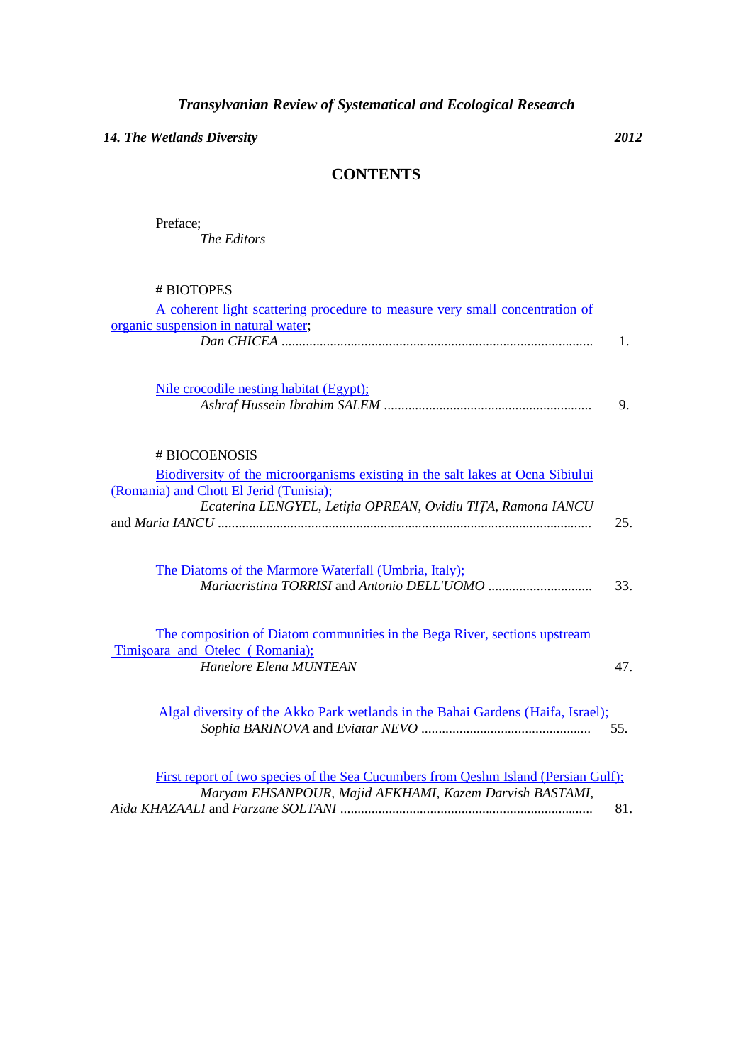*Transylvanian Review of Systematical and Ecological Research*

***14. The Wetlands Diversity*** ***2012***

## CONTENTS

Preface;
*The Editors*

# BIOTOPES

A coherent light scattering procedure to measure very small concentration of organic suspension in natural water;
*Dan CHICEA* ........................................................................................ 1.

Nile crocodile nesting habitat (Egypt);
*Ashraf Hussein Ibrahim SALEM* ........................................................... 9.

# BIOCOENOSIS

Biodiversity of the microorganisms existing in the salt lakes at Ocna Sibiului (Romania) and Chott El Jerid (Tunisia);
*Ecaterina LENGYEL*, *Letiţia OPREAN*, *Ovidiu TIŢA*, *Ramona IANCU* and *Maria IANCU* .......................................................................................... 25.

The Diatoms of the Marmore Waterfall (Umbria, Italy);
*Mariacristina TORRISI* and *Antonio DELL'UOMO* ............................. 33.

The composition of Diatom communities in the Bega River, sections upstream Timişoara and Otelec ( Romania);
*Hanelore Elena MUNTEAN* 47.

Algal diversity of the Akko Park wetlands in the Bahai Gardens (Haifa, Israel);
*Sophia BARINOVA* and *Eviatar NEVO* ................................................ 55.

First report of two species of the Sea Cucumbers from Qeshm Island (Persian Gulf);
*Maryam EHSANPOUR*, *Majid AFKHAMI*, *Kazem Darvish BASTAMI*, *Aida KHAZAALI* and *Farzane SOLTANI* ........................................................................ 81.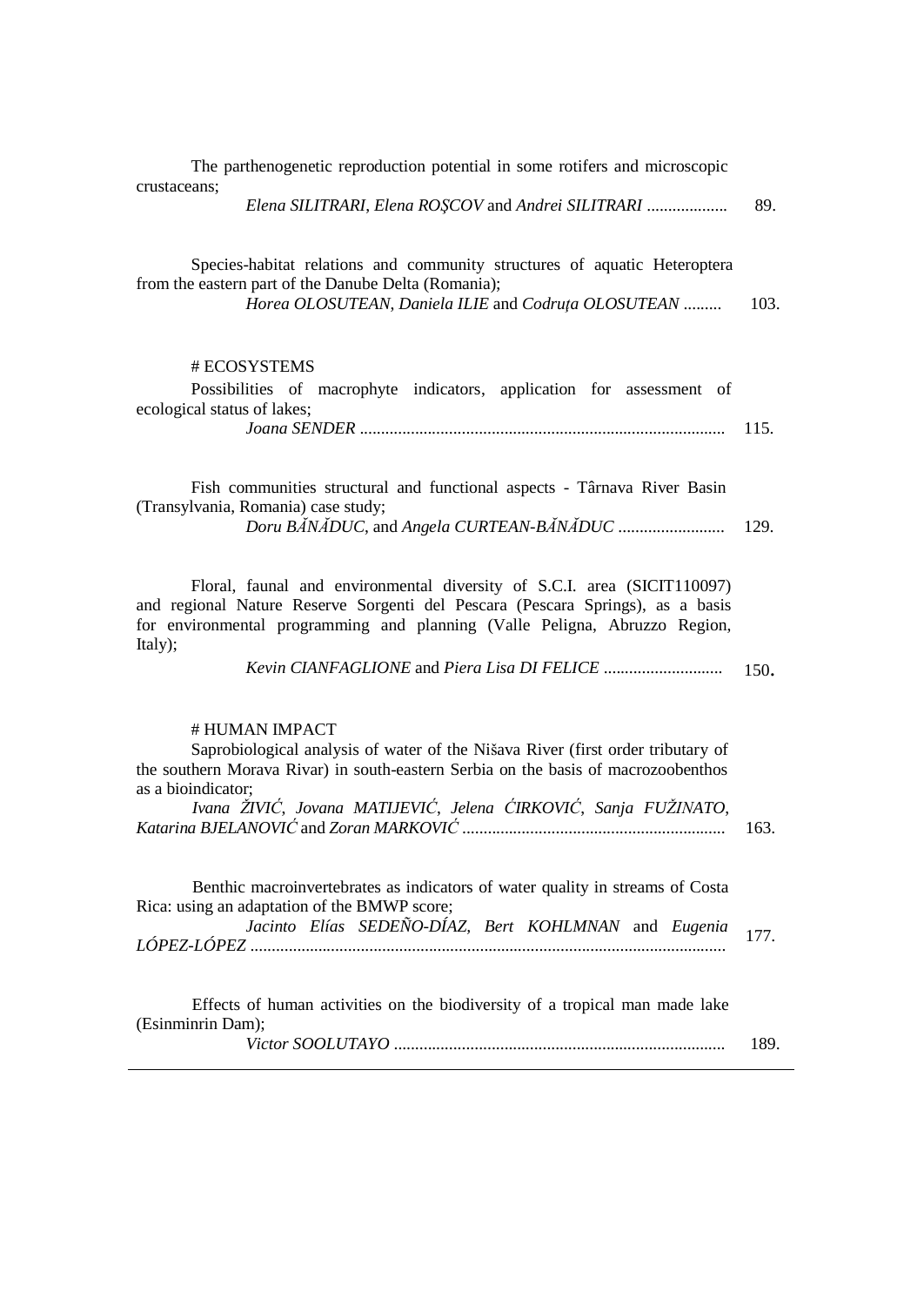The parthenogenetic reproduction potential in some rotifers and microscopic crustaceans;
*Elena SILITRARI*, *Elena ROŞCOV* and *Andrei SILITRARI* .................. 89.

Species-habitat relations and community structures of aquatic Heteroptera from the eastern part of the Danube Delta (Romania);
*Horea OLOSUTEAN*, *Daniela ILIE* and *Codruţa OLOSUTEAN* ......... 103.

# ECOSYSTEMS

Possibilities of macrophyte indicators, application for assessment of ecological status of lakes;
*Joana SENDER* .................................................................................... 115.

Fish communities structural and functional aspects - Târnava River Basin (Transylvania, Romania) case study;
*Doru BĂNĂDUC*, and *Angela CURTEAN-BĂNĂDUC* ......................... 129.

Floral, faunal and environmental diversity of S.C.I. area (SICIT110097) and regional Nature Reserve Sorgenti del Pescara (Pescara Springs), as a basis for environmental programming and planning (Valle Peligna, Abruzzo Region, Italy);
*Kevin CIANFAGLIONE* and *Piera Lisa DI FELICE* ........................... 150.

# HUMAN IMPACT

Saprobiological analysis of water of the Nišava River (first order tributary of the southern Morava Rivar) in south-eastern Serbia on the basis of macrozoobenthos as a bioindicator;
*Ivana ŽIVIĆ*, *Jovana MATIJEVIĆ*, *Jelena ĆIRKOVIĆ*, *Sanja FUŽINATO*, *Katarina BJELANOVIĆ* and *Zoran MARKOVIĆ* ............................................................ 163.

Benthic macroinvertebrates as indicators of water quality in streams of Costa Rica: using an adaptation of the BMWP score;
*Jacinto Elías SEDEÑO-DÍAZ*, *Bert KOHLMNAN* and *Eugenia LÓPEZ-LÓPEZ* .............................................................................................................. 177.

Effects of human activities on the biodiversity of a tropical man made lake (Esinminrin Dam);
*Victor SOOLUTAYO* ............................................................................ 189.